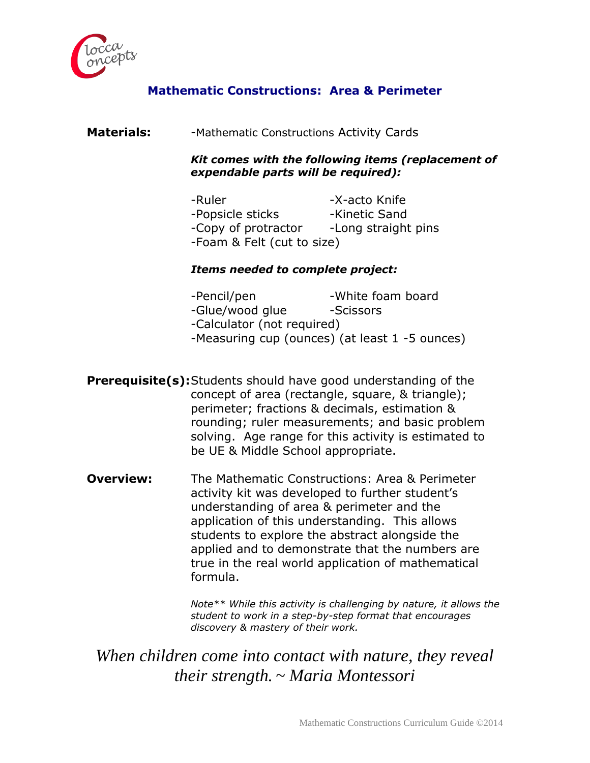## Mathematic Constructions: Area & Perimeter

**Materials:** -Mathematic Constructions Activity Cards

***Kit comes with the following items (replacement of expendable parts will be required):***

- -Ruler
- -X-acto Knife
- -Popsicle sticks
- -Kinetic Sand
- -Copy of protractor
- -Long straight pins
- -Foam & Felt (cut to size)

***Items needed to complete project:***

- -Pencil/pen
- -White foam board
- -Glue/wood glue
- -Scissors
- -Calculator (not required)
- -Measuring cup (ounces) (at least 1 -5 ounces)

**Prerequisite(s):** Students should have good understanding of the concept of area (rectangle, square, & triangle); perimeter; fractions & decimals, estimation & rounding; ruler measurements; and basic problem solving. Age range for this activity is estimated to be UE & Middle School appropriate.

**Overview:** The Mathematic Constructions: Area & Perimeter activity kit was developed to further student's understanding of area & perimeter and the application of this understanding. This allows students to explore the abstract alongside the applied and to demonstrate that the numbers are true in the real world application of mathematical formula.

*Note** While this activity is challenging by nature, it allows the student to work in a step-by-step format that encourages discovery & mastery of their work.*

*When children come into contact with nature, they reveal their strength. ~ Maria Montessori*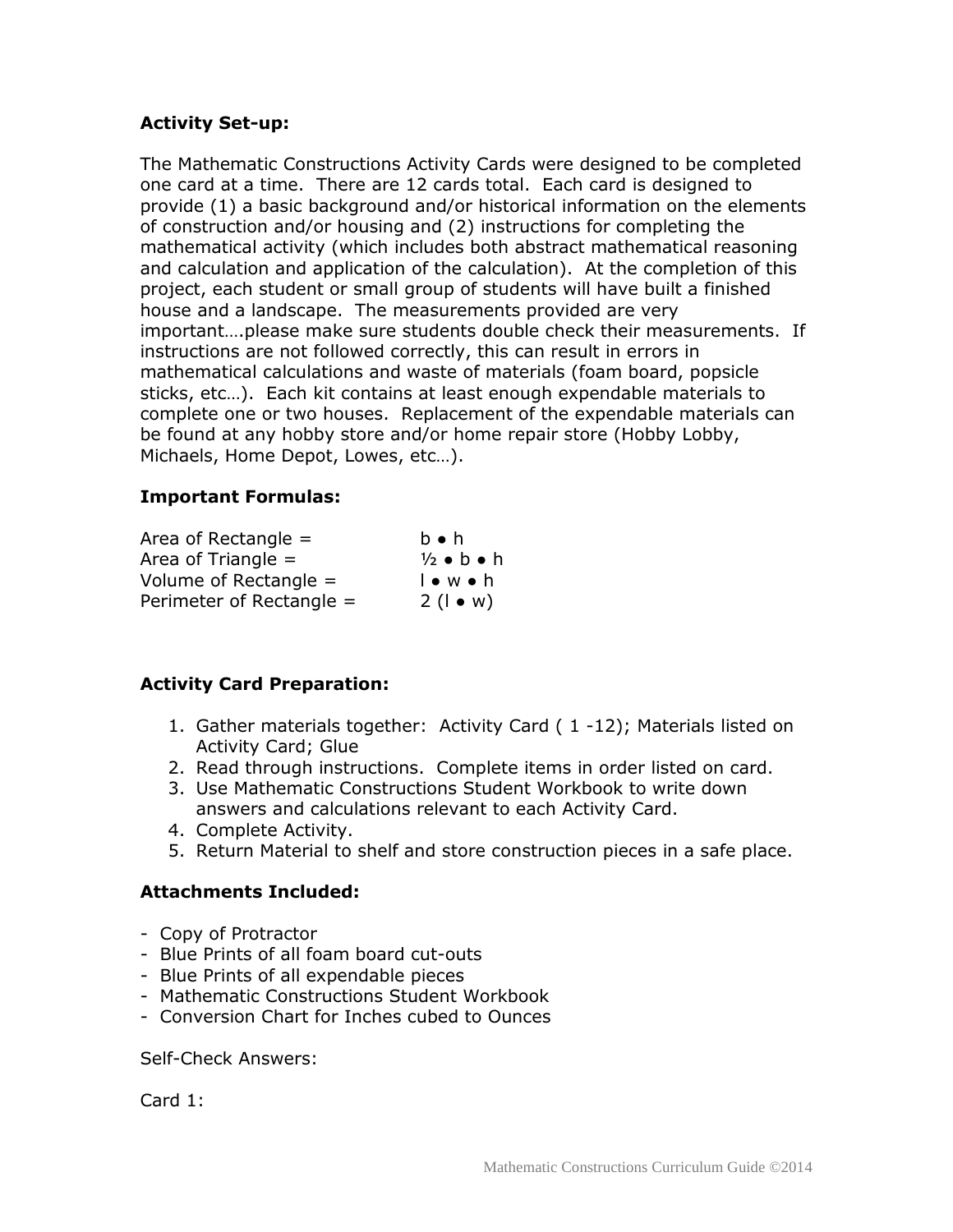**Activity Set-up:**

The Mathematic Constructions Activity Cards were designed to be completed one card at a time. There are 12 cards total. Each card is designed to provide (1) a basic background and/or historical information on the elements of construction and/or housing and (2) instructions for completing the mathematical activity (which includes both abstract mathematical reasoning and calculation and application of the calculation). At the completion of this project, each student or small group of students will have built a finished house and a landscape. The measurements provided are very important….please make sure students double check their measurements. If instructions are not followed correctly, this can result in errors in mathematical calculations and waste of materials (foam board, popsicle sticks, etc…). Each kit contains at least enough expendable materials to complete one or two houses. Replacement of the expendable materials can be found at any hobby store and/or home repair store (Hobby Lobby, Michaels, Home Depot, Lowes, etc…).

**Important Formulas:**

| | |
|---|---|
| Area of Rectangle = | $b \bullet h$ |
| Area of Triangle = | $\frac{1}{2} \bullet b \bullet h$ |
| Volume of Rectangle = | $l \bullet w \bullet h$ |
| Perimeter of Rectangle = | $2\,(l \bullet w)$ |

**Activity Card Preparation:**

1. Gather materials together: Activity Card ( 1 -12); Materials listed on Activity Card; Glue
2. Read through instructions. Complete items in order listed on card.
3. Use Mathematic Constructions Student Workbook to write down answers and calculations relevant to each Activity Card.
4. Complete Activity.
5. Return Material to shelf and store construction pieces in a safe place.

**Attachments Included:**

- Copy of Protractor
- Blue Prints of all foam board cut-outs
- Blue Prints of all expendable pieces
- Mathematic Constructions Student Workbook
- Conversion Chart for Inches cubed to Ounces

Self-Check Answers:

Card 1: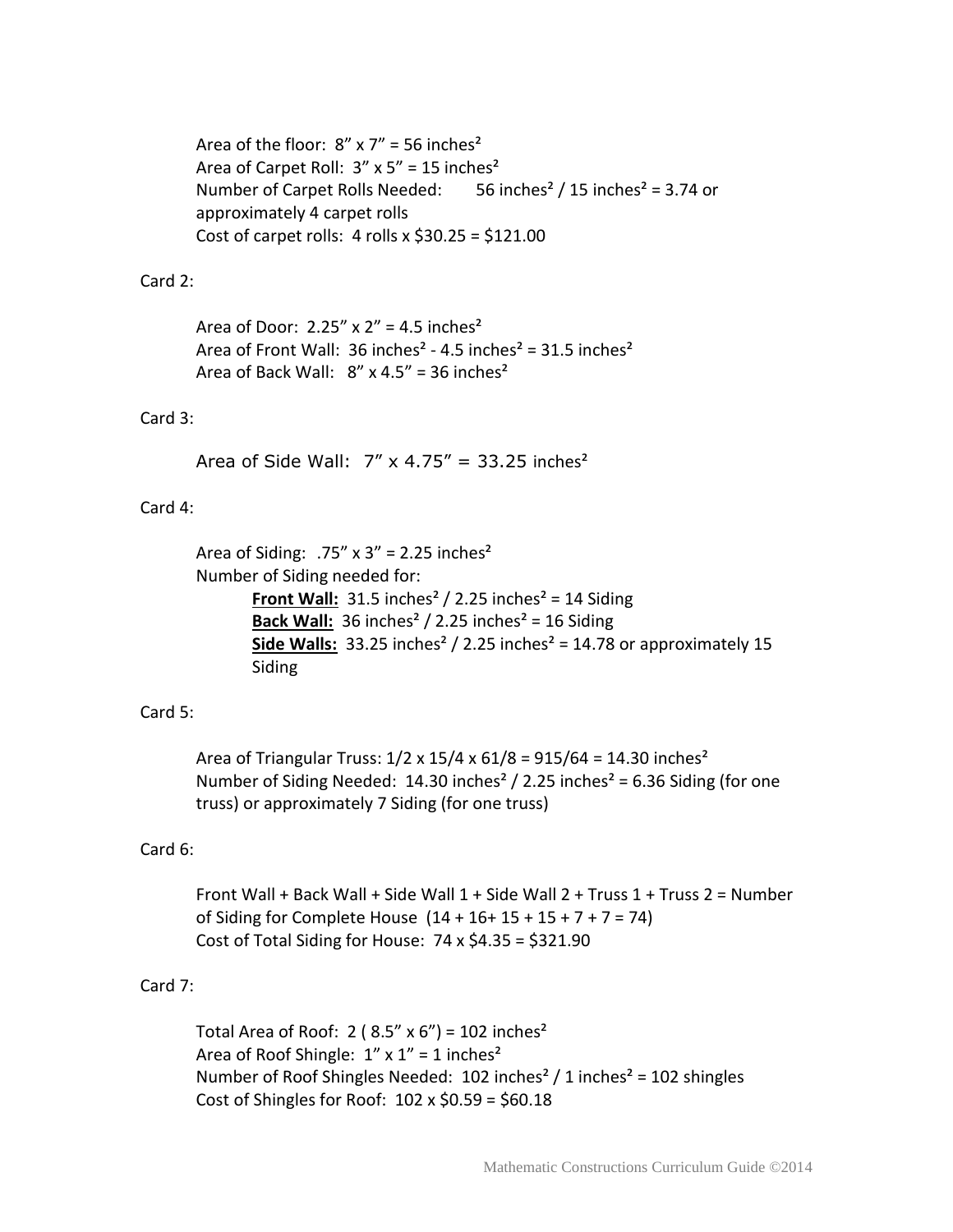Area of the floor: $8'' \times 7'' = 56$ inches²
Area of Carpet Roll: $3'' \times 5'' = 15$ inches²
Number of Carpet Rolls Needed: 56 inches² / 15 inches² = 3.74 or approximately 4 carpet rolls
Cost of carpet rolls: 4 rolls x \$30.25 = \$121.00

Card 2:

Area of Door: $2.25'' \times 2'' = 4.5$ inches²
Area of Front Wall: 36 inches² - 4.5 inches² = 31.5 inches²
Area of Back Wall: $8'' \times 4.5'' = 36$ inches²

Card 3:

Area of Side Wall: $7'' \times 4.75'' = 33.25$ inches²

Card 4:

Area of Siding: $.75'' \times 3'' = 2.25$ inches²
Number of Siding needed for:

**Front Wall:** 31.5 inches² / 2.25 inches² = 14 Siding
**Back Wall:** 36 inches² / 2.25 inches² = 16 Siding
**Side Walls:** 33.25 inches² / 2.25 inches² = 14.78 or approximately 15 Siding

Card 5:

Area of Triangular Truss: $1/2 \times 15/4 \times 61/8 = 915/64 = 14.30$ inches²
Number of Siding Needed: 14.30 inches² / 2.25 inches² = 6.36 Siding (for one truss) or approximately 7 Siding (for one truss)

Card 6:

Front Wall + Back Wall + Side Wall 1 + Side Wall 2 + Truss 1 + Truss 2 = Number of Siding for Complete House (14 + 16+ 15 + 15 + 7 + 7 = 74)
Cost of Total Siding for House: 74 x \$4.35 = \$321.90

Card 7:

Total Area of Roof: $2\ (8.5'' \times 6'') = 102$ inches²
Area of Roof Shingle: $1'' \times 1'' = 1$ inches²
Number of Roof Shingles Needed: 102 inches² / 1 inches² = 102 shingles
Cost of Shingles for Roof: 102 x \$0.59 = \$60.18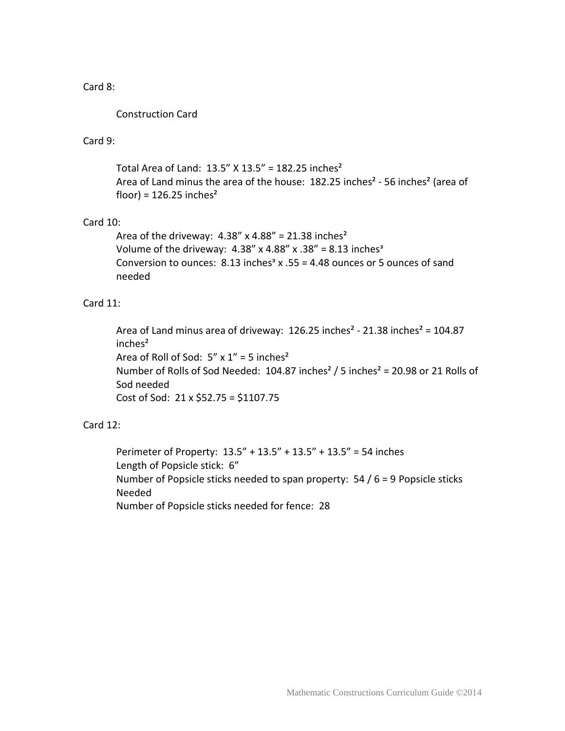Card 8:

Construction Card

Card 9:

Total Area of Land: 13.5” X 13.5” = 182.25 $\text{inches}^2$
Area of Land minus the area of the house: 182.25 $\text{inches}^2$ - 56 $\text{inches}^2$ (area of floor) = 126.25 $\text{inches}^2$

Card 10:

Area of the driveway: 4.38” x 4.88” = 21.38 $\text{inches}^2$
Volume of the driveway: 4.38” x 4.88” x .38” = 8.13 $\text{inches}^3$
Conversion to ounces: 8.13 $\text{inches}^3$ x .55 = 4.48 ounces or 5 ounces of sand needed

Card 11:

Area of Land minus area of driveway: 126.25 $\text{inches}^2$ - 21.38 $\text{inches}^2$ = 104.87 $\text{inches}^2$
Area of Roll of Sod: 5” x 1” = 5 $\text{inches}^2$
Number of Rolls of Sod Needed: 104.87 $\text{inches}^2$ / 5 $\text{inches}^2$ = 20.98 or 21 Rolls of Sod needed
Cost of Sod: 21 x $52.75 = $1107.75

Card 12:

Perimeter of Property: 13.5” + 13.5” + 13.5” + 13.5” = 54 inches
Length of Popsicle stick: 6”
Number of Popsicle sticks needed to span property: 54 / 6 = 9 Popsicle sticks Needed
Number of Popsicle sticks needed for fence: 28